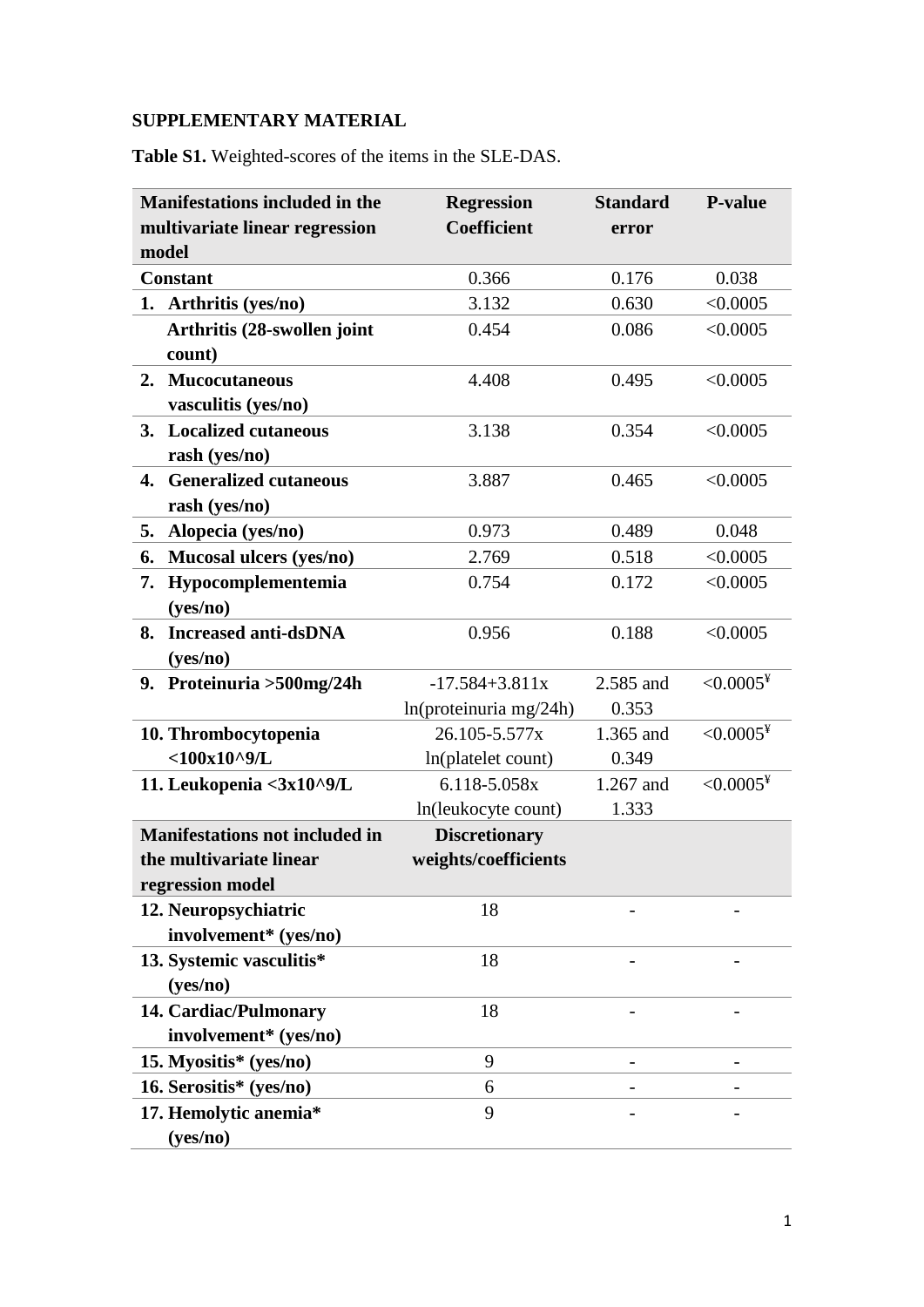**SUPPLEMENTARY MATERIAL**

**Table S1.** Weighted-scores of the items in the SLE-DAS.

| Manifestations included in the multivariate linear regression model | Regression Coefficient | Standard error | P-value |
|---|---|---|---|
| **Constant** | 0.366 | 0.176 | 0.038 |
| **1. Arthritis (yes/no)** | 3.132 | 0.630 | <0.0005 |
| **Arthritis (28-swollen joint count)** | 0.454 | 0.086 | <0.0005 |
| **2. Mucocutaneous vasculitis (yes/no)** | 4.408 | 0.495 | <0.0005 |
| **3. Localized cutaneous rash (yes/no)** | 3.138 | 0.354 | <0.0005 |
| **4. Generalized cutaneous rash (yes/no)** | 3.887 | 0.465 | <0.0005 |
| **5. Alopecia (yes/no)** | 0.973 | 0.489 | 0.048 |
| **6. Mucosal ulcers (yes/no)** | 2.769 | 0.518 | <0.0005 |
| **7. Hypocomplementemia (yes/no)** | 0.754 | 0.172 | <0.0005 |
| **8. Increased anti-dsDNA (yes/no)** | 0.956 | 0.188 | <0.0005 |
| **9. Proteinuria >500mg/24h** | -17.584+3.811x ln(proteinuria mg/24h) | 2.585 and 0.353 | <0.0005[¥] |
| **10. Thrombocytopenia <100x10^9/L** | 26.105-5.577x ln(platelet count) | 1.365 and 0.349 | <0.0005[¥] |
| **11. Leukopenia <3x10^9/L** | 6.118-5.058x ln(leukocyte count) | 1.267 and 1.333 | <0.0005[¥] |
| **Manifestations not included in the multivariate linear regression model** | **Discretionary weights/coefficients** | | |
| **12. Neuropsychiatric involvement* (yes/no)** | 18 | - | - |
| **13. Systemic vasculitis* (yes/no)** | 18 | - | - |
| **14. Cardiac/Pulmonary involvement* (yes/no)** | 18 | - | - |
| **15. Myositis* (yes/no)** | 9 | - | - |
| **16. Serositis* (yes/no)** | 6 | - | - |
| **17. Hemolytic anemia* (yes/no)** | 9 | - | - |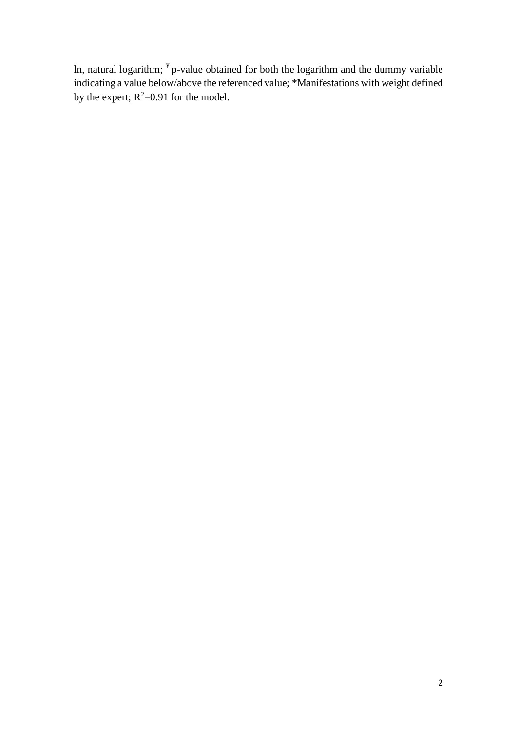ln, natural logarithm; [¥] p-value obtained for both the logarithm and the dummy variable indicating a value below/above the referenced value; *Manifestations with weight defined by the expert; $R^2$=0.91 for the model.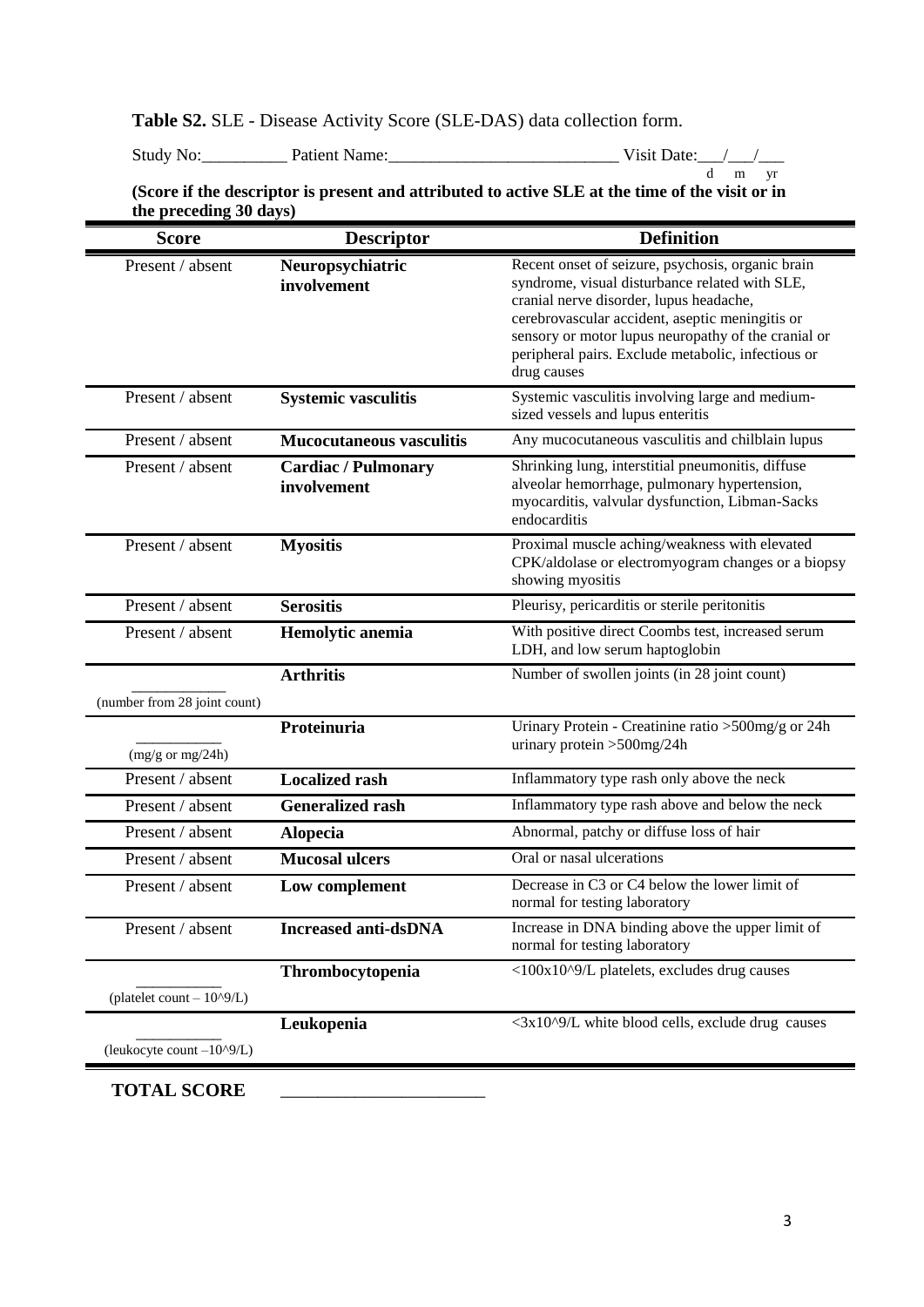**Table S2.** SLE - Disease Activity Score (SLE-DAS) data collection form.

Study No:__________ Patient Name:___________________________ Visit Date:___/___/___
d m yr

**(Score if the descriptor is present and attributed to active SLE at the time of the visit or in the preceding 30 days)**

| Score | Descriptor | Definition |
|---|---|---|
| Present / absent | **Neuropsychiatric involvement** | Recent onset of seizure, psychosis, organic brain syndrome, visual disturbance related with SLE, cranial nerve disorder, lupus headache, cerebrovascular accident, aseptic meningitis or sensory or motor lupus neuropathy of the cranial or peripheral pairs. Exclude metabolic, infectious or drug causes |
| Present / absent | **Systemic vasculitis** | Systemic vasculitis involving large and medium-sized vessels and lupus enteritis |
| Present / absent | **Mucocutaneous vasculitis** | Any mucocutaneous vasculitis and chilblain lupus |
| Present / absent | **Cardiac / Pulmonary involvement** | Shrinking lung, interstitial pneumonitis, diffuse alveolar hemorrhage, pulmonary hypertension, myocarditis, valvular dysfunction, Libman-Sacks endocarditis |
| Present / absent | **Myositis** | Proximal muscle aching/weakness with elevated CPK/aldolase or electromyogram changes or a biopsy showing myositis |
| Present / absent | **Serositis** | Pleurisy, pericarditis or sterile peritonitis |
| Present / absent | **Hemolytic anemia** | With positive direct Coombs test, increased serum LDH, and low serum haptoglobin |
| ____________ (number from 28 joint count) | **Arthritis** | Number of swollen joints (in 28 joint count) |
| ___________ (mg/g or mg/24h) | **Proteinuria** | Urinary Protein - Creatinine ratio >500mg/g or 24h urinary protein >500mg/24h |
| Present / absent | **Localized rash** | Inflammatory type rash only above the neck |
| Present / absent | **Generalized rash** | Inflammatory type rash above and below the neck |
| Present / absent | **Alopecia** | Abnormal, patchy or diffuse loss of hair |
| Present / absent | **Mucosal ulcers** | Oral or nasal ulcerations |
| Present / absent | **Low complement** | Decrease in C3 or C4 below the lower limit of normal for testing laboratory |
| Present / absent | **Increased anti-dsDNA** | Increase in DNA binding above the upper limit of normal for testing laboratory |
| ___________ (platelet count – $10^9$/L) | **Thrombocytopenia** | <$100x10^9$/L platelets, excludes drug causes |
| ___________ (leukocyte count –$10^9$/L) | **Leukopenia** | <$3x10^9$/L white blood cells, exclude drug causes |

**TOTAL SCORE** ________________________